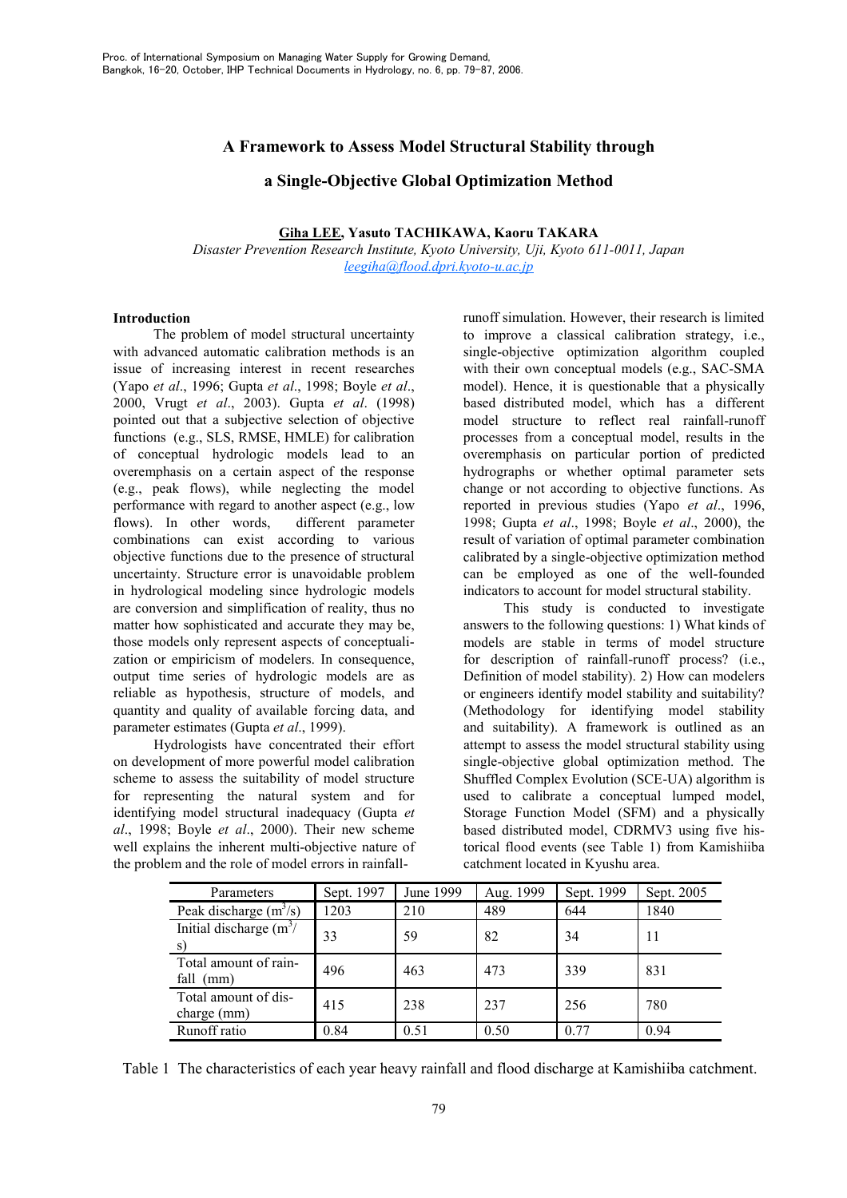# A Framework to Assess Model Structural Stability through a Single-Objective Global Optimization Method

**Giha LEE, Yasuto TACHIKAWA, Kaoru TAKARA**

*Disaster Prevention Research Institute, Kyoto University, Uji, Kyoto 611-0011, Japan*
*leegiha@flood.dpri.kyoto-u.ac.jp*

## Introduction

The problem of model structural uncertainty with advanced automatic calibration methods is an issue of increasing interest in recent researches (Yapo *et al*., 1996; Gupta *et al*., 1998; Boyle *et al*., 2000, Vrugt *et al*., 2003). Gupta *et al*. (1998) pointed out that a subjective selection of objective functions (e.g., SLS, RMSE, HMLE) for calibration of conceptual hydrologic models lead to an overemphasis on a certain aspect of the response (e.g., peak flows), while neglecting the model performance with regard to another aspect (e.g., low flows). In other words, different parameter combinations can exist according to various objective functions due to the presence of structural uncertainty. Structure error is unavoidable problem in hydrological modeling since hydrologic models are conversion and simplification of reality, thus no matter how sophisticated and accurate they may be, those models only represent aspects of conceptualization or empiricism of modelers. In consequence, output time series of hydrologic models are as reliable as hypothesis, structure of models, and quantity and quality of available forcing data, and parameter estimates (Gupta *et al*., 1999).

Hydrologists have concentrated their effort on development of more powerful model calibration scheme to assess the suitability of model structure for representing the natural system and for identifying model structural inadequacy (Gupta *et al*., 1998; Boyle *et al*., 2000). Their new scheme well explains the inherent multi-objective nature of the problem and the role of model errors in rainfall-runoff simulation. However, their research is limited to improve a classical calibration strategy, i.e., single-objective optimization algorithm coupled with their own conceptual models (e.g., SAC-SMA model). Hence, it is questionable that a physically based distributed model, which has a different model structure to reflect real rainfall-runoff processes from a conceptual model, results in the overemphasis on particular portion of predicted hydrographs or whether optimal parameter sets change or not according to objective functions. As reported in previous studies (Yapo *et al*., 1996, 1998; Gupta *et al*., 1998; Boyle *et al*., 2000), the result of variation of optimal parameter combination calibrated by a single-objective optimization method can be employed as one of the well-founded indicators to account for model structural stability.

This study is conducted to investigate answers to the following questions: 1) What kinds of models are stable in terms of model structure for description of rainfall-runoff process? (i.e., Definition of model stability). 2) How can modelers or engineers identify model stability and suitability? (Methodology for identifying model stability and suitability). A framework is outlined as an attempt to assess the model structural stability using single-objective global optimization method. The Shuffled Complex Evolution (SCE-UA) algorithm is used to calibrate a conceptual lumped model, Storage Function Model (SFM) and a physically based distributed model, CDRMV3 using five historical flood events (see Table 1) from Kamishiiba catchment located in Kyushu area.

| Parameters | Sept. 1997 | June 1999 | Aug. 1999 | Sept. 1999 | Sept. 2005 |
|---|---|---|---|---|---|
| Peak discharge ($m^3$/s) | 1203 | 210 | 489 | 644 | 1840 |
| Initial discharge ($m^3$/s) | 33 | 59 | 82 | 34 | 11 |
| Total amount of rainfall (mm) | 496 | 463 | 473 | 339 | 831 |
| Total amount of discharge (mm) | 415 | 238 | 237 | 256 | 780 |
| Runoff ratio | 0.84 | 0.51 | 0.50 | 0.77 | 0.94 |

Table 1 The characteristics of each year heavy rainfall and flood discharge at Kamishiiba catchment.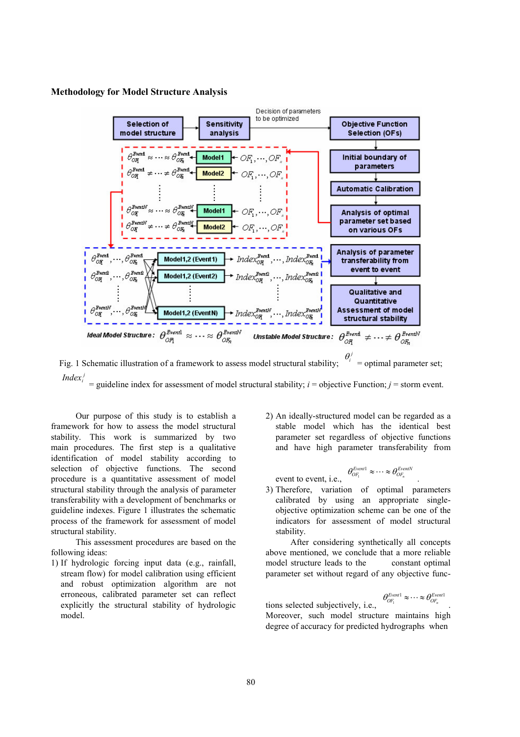**Methodology for Model Structure Analysis**

Fig. 1 Schematic illustration of a framework to assess model structural stability; $\theta_i^j$ = optimal parameter set; $Index_i^j$ = guideline index for assessment of model structural stability; $i$ = objective Function; $j$ = storm event.

Our purpose of this study is to establish a framework for how to assess the model structural stability. This work is summarized by two main procedures. The first step is a qualitative identification of model stability according to selection of objective functions. The second procedure is a quantitative assessment of model structural stability through the analysis of parameter transferability with a development of benchmarks or guideline indexes. Figure 1 illustrates the schematic process of the framework for assessment of model structural stability.

This assessment procedures are based on the following ideas:

1) If hydrologic forcing input data (e.g., rainfall, stream flow) for model calibration using efficient and robust optimization algorithm are not erroneous, calibrated parameter set can reflect explicitly the structural stability of hydrologic model.
2) An ideally-structured model can be regarded as a stable model which has the identical best parameter set regardless of objective functions and have high parameter transferability from event to event, i.e., $\theta_{OF_1}^{Event1} \approx \cdots \approx \theta_{OF_n}^{EventN}$.
3) Therefore, variation of optimal parameters calibrated by using an appropriate single-objective optimization scheme can be one of the indicators for assessment of model structural stability.

After considering synthetically all concepts above mentioned, we conclude that a more reliable model structure leads to the constant optimal parameter set without regard of any objective functions selected subjectively, i.e., $\theta_{OF_1}^{Event1} \approx \cdots \approx \theta_{OF_n}^{Event1}$. Moreover, such model structure maintains high degree of accuracy for predicted hydrographs when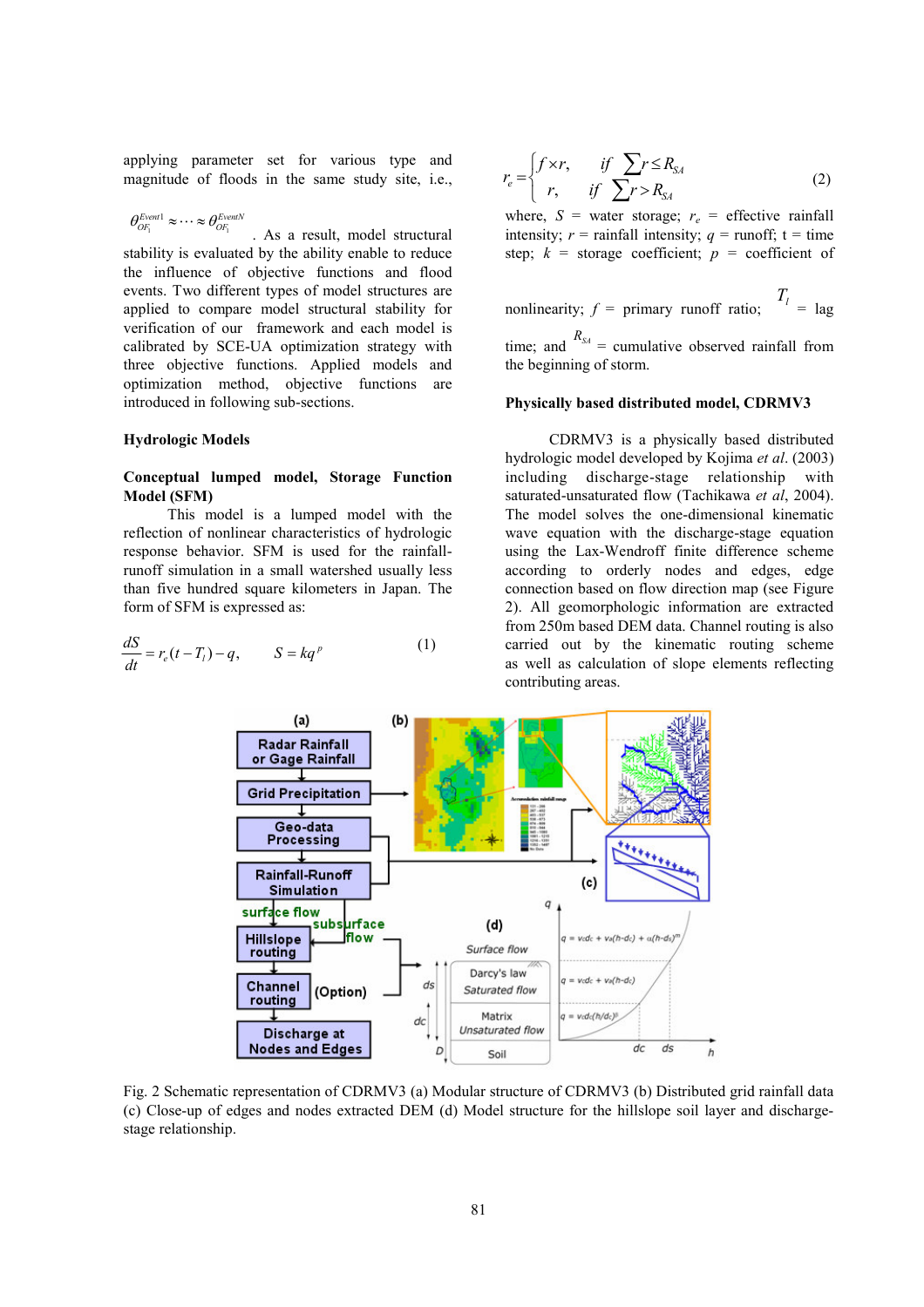applying parameter set for various type and magnitude of floods in the same study site, i.e., $\theta_{OF_1}^{Event1} \approx \cdots \approx \theta_{OF_1}^{EventN}$. As a result, model structural stability is evaluated by the ability enable to reduce the influence of objective functions and flood events. Two different types of model structures are applied to compare model structural stability for verification of our framework and each model is calibrated by SCE-UA optimization strategy with three objective functions. Applied models and optimization method, objective functions are introduced in following sub-sections.

### Hydrologic Models

#### Conceptual lumped model, Storage Function Model (SFM)

This model is a lumped model with the reflection of nonlinear characteristics of hydrologic response behavior. SFM is used for the rainfall-runoff simulation in a small watershed usually less than five hundred square kilometers in Japan. The form of SFM is expressed as:

$$\frac{dS}{dt} = r_e(t - T_l) - q, \qquad S = kq^p \tag{1}$$

$$r_e = \begin{cases} f \times r, & if \ \sum r \le R_{SA} \\ r, & if \ \sum r > R_{SA} \end{cases} \tag{2}$$

where, $S$ = water storage; $r_e$ = effective rainfall intensity; $r$ = rainfall intensity; $q$ = runoff; t = time step; $k$ = storage coefficient; $p$ = coefficient of nonlinearity; $f$ = primary runoff ratio; $T_l$ = lag time; and $R_{SA}$ = cumulative observed rainfall from the beginning of storm.

#### Physically based distributed model, CDRMV3

CDRMV3 is a physically based distributed hydrologic model developed by Kojima *et al*. (2003) including discharge-stage relationship with saturated-unsaturated flow (Tachikawa *et al*, 2004). The model solves the one-dimensional kinematic wave equation with the discharge-stage equation using the Lax-Wendroff finite difference scheme according to orderly nodes and edges, edge connection based on flow direction map (see Figure 2). All geomorphologic information are extracted from 250m based DEM data. Channel routing is also carried out by the kinematic routing scheme as well as calculation of slope elements reflecting contributing areas.

Fig. 2 Schematic representation of CDRMV3 (a) Modular structure of CDRMV3 (b) Distributed grid rainfall data (c) Close-up of edges and nodes extracted DEM (d) Model structure for the hillslope soil layer and discharge-stage relationship.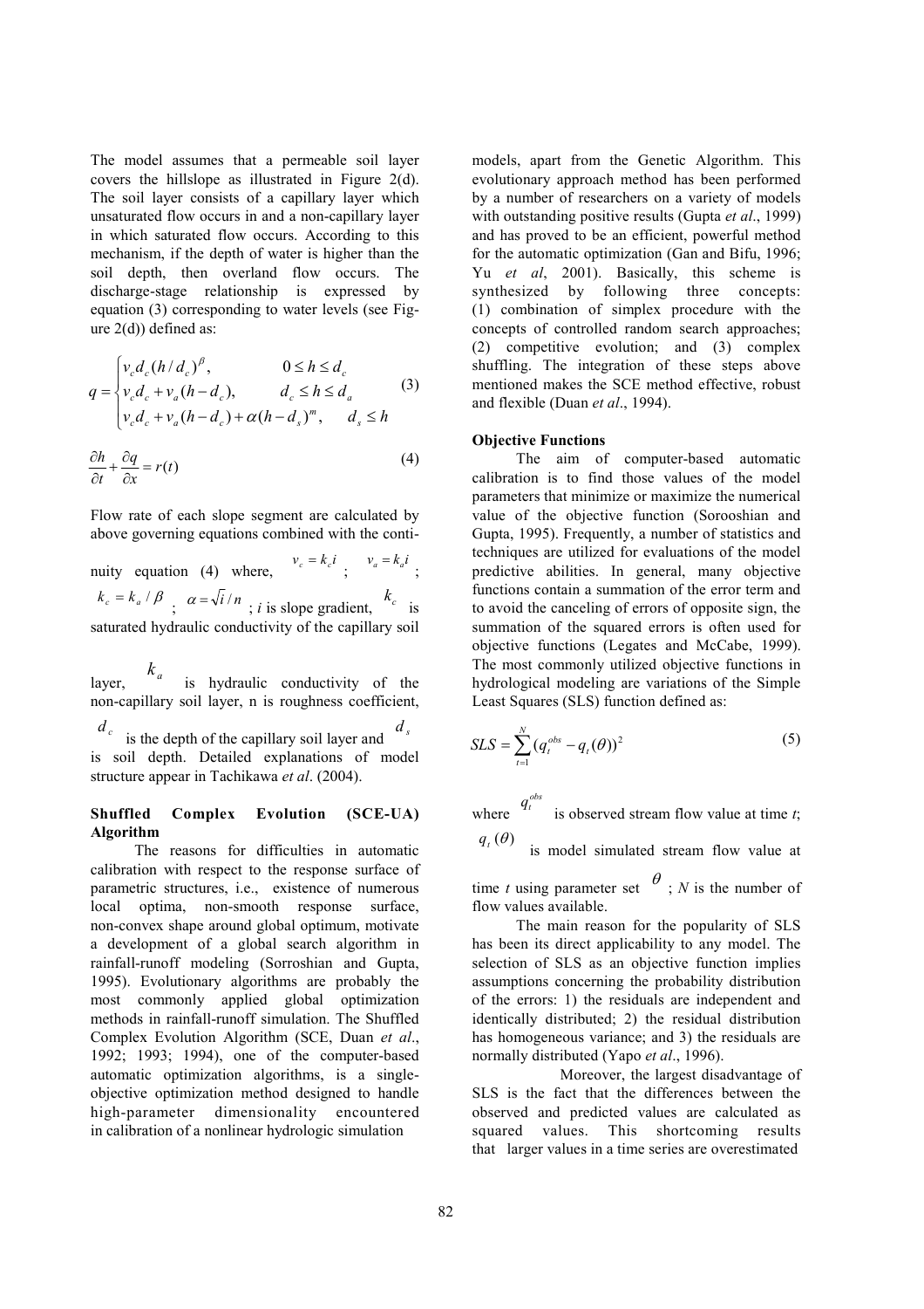The model assumes that a permeable soil layer covers the hillslope as illustrated in Figure 2(d). The soil layer consists of a capillary layer which unsaturated flow occurs in and a non-capillary layer in which saturated flow occurs. According to this mechanism, if the depth of water is higher than the soil depth, then overland flow occurs. The discharge-stage relationship is expressed by equation (3) corresponding to water levels (see Figure 2(d)) defined as:

$$q = \begin{cases} v_c d_c (h/d_c)^{\beta}, & 0 \le h \le d_c \\ v_c d_c + v_a (h - d_c), & d_c \le h \le d_a \\ v_c d_c + v_a (h - d_c) + \alpha (h - d_s)^m, & d_s \le h \end{cases} \tag{3}$$

$$\frac{\partial h}{\partial t} + \frac{\partial q}{\partial x} = r(t) \tag{4}$$

Flow rate of each slope segment are calculated by above governing equations combined with the continuity equation (4) where, $v_c = k_c i$ ; $v_a = k_a i$ ; $k_c = k_a / \beta$ ; $\alpha = \sqrt{i} / n$ ; $i$ is slope gradient, $k_c$ is saturated hydraulic conductivity of the capillary soil layer, $k_a$ is hydraulic conductivity of the non-capillary soil layer, n is roughness coefficient, $d_c$ is the depth of the capillary soil layer and $d_s$ is soil depth. Detailed explanations of model structure appear in Tachikawa *et al*. (2004).

**Shuffled Complex Evolution (SCE-UA) Algorithm**

The reasons for difficulties in automatic calibration with respect to the response surface of parametric structures, i.e., existence of numerous local optima, non-smooth response surface, non-convex shape around global optimum, motivate a development of a global search algorithm in rainfall-runoff modeling (Sorroshian and Gupta, 1995). Evolutionary algorithms are probably the most commonly applied global optimization methods in rainfall-runoff simulation. The Shuffled Complex Evolution Algorithm (SCE, Duan *et al*., 1992; 1993; 1994), one of the computer-based automatic optimization algorithms, is a single-objective optimization method designed to handle high-parameter dimensionality encountered in calibration of a nonlinear hydrologic simulation models, apart from the Genetic Algorithm. This evolutionary approach method has been performed by a number of researchers on a variety of models with outstanding positive results (Gupta *et al*., 1999) and has proved to be an efficient, powerful method for the automatic optimization (Gan and Bifu, 1996; Yu *et al*, 2001). Basically, this scheme is synthesized by following three concepts: (1) combination of simplex procedure with the concepts of controlled random search approaches; (2) competitive evolution; and (3) complex shuffling. The integration of these steps above mentioned makes the SCE method effective, robust and flexible (Duan *et al*., 1994).

**Objective Functions**

The aim of computer-based automatic calibration is to find those values of the model parameters that minimize or maximize the numerical value of the objective function (Sorooshian and Gupta, 1995). Frequently, a number of statistics and techniques are utilized for evaluations of the model predictive abilities. In general, many objective functions contain a summation of the error term and to avoid the canceling of errors of opposite sign, the summation of the squared errors is often used for objective functions (Legates and McCabe, 1999). The most commonly utilized objective functions in hydrological modeling are variations of the Simple Least Squares (SLS) function defined as:

$$SLS = \sum_{t=1}^{N} (q_t^{obs} - q_t(\theta))^2 \tag{5}$$

where $q_t^{obs}$ is observed stream flow value at time *t*; $q_t(\theta)$ is model simulated stream flow value at time *t* using parameter set $\theta$ ; *N* is the number of flow values available.

The main reason for the popularity of SLS has been its direct applicability to any model. The selection of SLS as an objective function implies assumptions concerning the probability distribution of the errors: 1) the residuals are independent and identically distributed; 2) the residual distribution has homogeneous variance; and 3) the residuals are normally distributed (Yapo *et al*., 1996).

Moreover, the largest disadvantage of SLS is the fact that the differences between the observed and predicted values are calculated as squared values. This shortcoming results that larger values in a time series are overestimated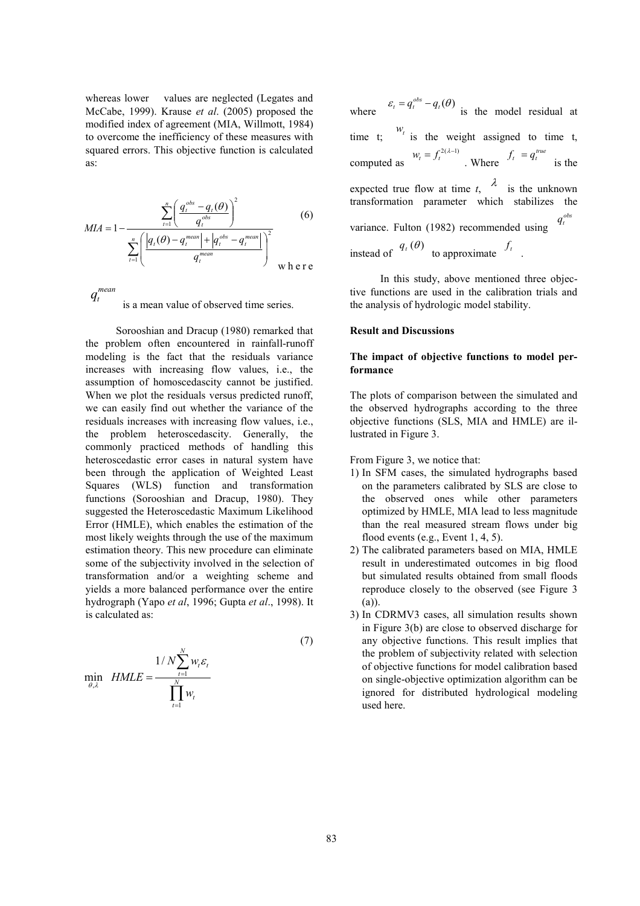whereas lower values are neglected (Legates and McCabe, 1999). Krause *et al*. (2005) proposed the modified index of agreement (MIA, Willmott, 1984) to overcome the inefficiency of these measures with squared errors. This objective function is calculated as:

$$MIA = 1 - \frac{\sum_{t=1}^{n}\left(\frac{q_t^{obs} - q_t(\theta)}{q_t^{obs}}\right)^2}{\sum_{t=1}^{n}\left(\frac{\left|q_t(\theta) - q_t^{mean}\right| + \left|q_t^{obs} - q_t^{mean}\right|}{q_t^{mean}}\right)^2} \tag{6}$$

where $q_t^{mean}$ is a mean value of observed time series.

Sorooshian and Dracup (1980) remarked that the problem often encountered in rainfall-runoff modeling is the fact that the residuals variance increases with increasing flow values, i.e., the assumption of homoscedascity cannot be justified. When we plot the residuals versus predicted runoff, we can easily find out whether the variance of the residuals increases with increasing flow values, i.e., the problem heteroscedascity. Generally, the commonly practiced methods of handling this heteroscedastic error cases in natural system have been through the application of Weighted Least Squares (WLS) function and transformation functions (Sorooshian and Dracup, 1980). They suggested the Heteroscedastic Maximum Likelihood Error (HMLE), which enables the estimation of the most likely weights through the use of the maximum estimation theory. This new procedure can eliminate some of the subjectivity involved in the selection of transformation and/or a weighting scheme and yields a more balanced performance over the entire hydrograph (Yapo *et al*, 1996; Gupta *et al*., 1998). It is calculated as:

$$\min_{\theta,\lambda} \; HMLE = \frac{1/N\sum_{t=1}^{N} w_t \varepsilon_t}{\prod_{t=1}^{N} w_t} \tag{7}$$

where $\varepsilon_t = q_t^{obs} - q_t(\theta)$ is the model residual at time t; $w_t$ is the weight assigned to time t, computed as $w_t = f_t^{2(\lambda-1)}$. Where $f_t = q_t^{true}$ is the expected true flow at time *t*, $\lambda$ is the unknown transformation parameter which stabilizes the variance. Fulton (1982) recommended using $q_t^{obs}$ instead of $q_t(\theta)$ to approximate $f_t$.

In this study, above mentioned three objective functions are used in the calibration trials and the analysis of hydrologic model stability.

## Result and Discussions

### The impact of objective functions to model performance

The plots of comparison between the simulated and the observed hydrographs according to the three objective functions (SLS, MIA and HMLE) are illustrated in Figure 3.

From Figure 3, we notice that:

1) In SFM cases, the simulated hydrographs based on the parameters calibrated by SLS are close to the observed ones while other parameters optimized by HMLE, MIA lead to less magnitude than the real measured stream flows under big flood events (e.g., Event 1, 4, 5).
2) The calibrated parameters based on MIA, HMLE result in underestimated outcomes in big flood but simulated results obtained from small floods reproduce closely to the observed (see Figure 3 (a)).
3) In CDRMV3 cases, all simulation results shown in Figure 3(b) are close to observed discharge for any objective functions. This result implies that the problem of subjectivity related with selection of objective functions for model calibration based on single-objective optimization algorithm can be ignored for distributed hydrological modeling used here.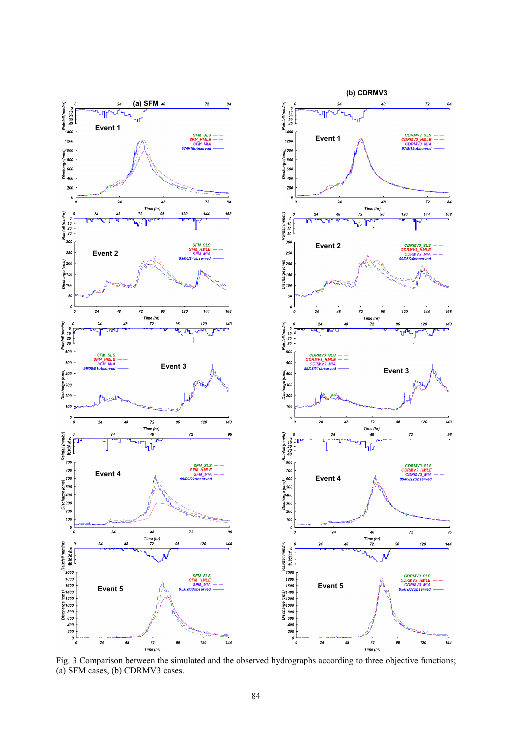Fig. 3 Comparison between the simulated and the observed hydrographs according to three objective functions; (a) SFM cases, (b) CDRMV3 cases.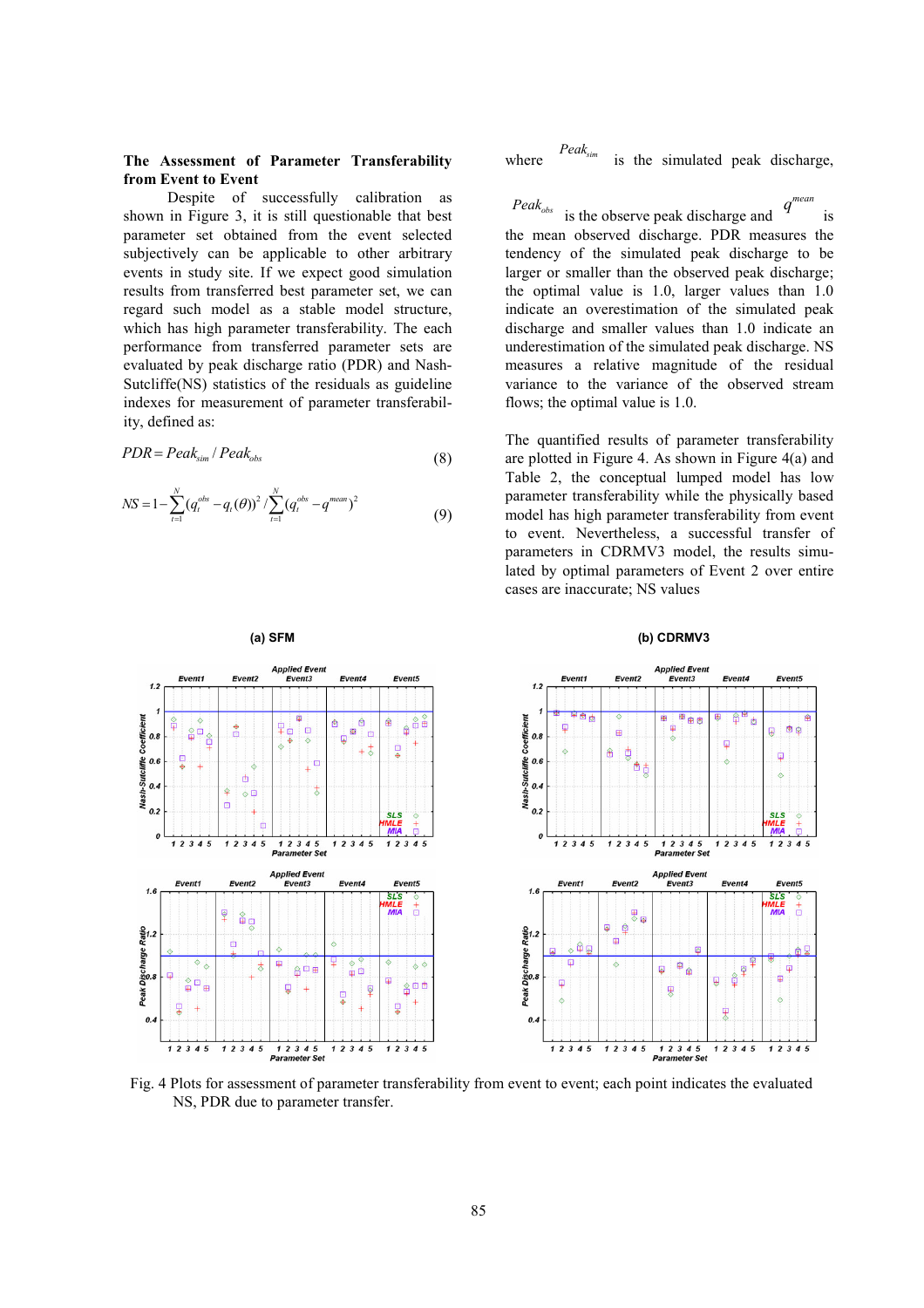**The Assessment of Parameter Transferability from Event to Event**

Despite of successfully calibration as shown in Figure 3, it is still questionable that best parameter set obtained from the event selected subjectively can be applicable to other arbitrary events in study site. If we expect good simulation results from transferred best parameter set, we can regard such model as a stable model structure, which has high parameter transferability. The each performance from transferred parameter sets are evaluated by peak discharge ratio (PDR) and Nash-Sutcliffe(NS) statistics of the residuals as guideline indexes for measurement of parameter transferability, defined as:

$$PDR = Peak_{sim} / Peak_{obs} \tag{8}$$

$$NS = 1 - \sum_{t=1}^{N}(q_t^{obs} - q_t(\theta))^2 / \sum_{t=1}^{N}(q_t^{obs} - q^{mean})^2 \tag{9}$$

where $Peak_{sim}$ is the simulated peak discharge, $Peak_{obs}$ is the observe peak discharge and $q^{mean}$ is the mean observed discharge. PDR measures the tendency of the simulated peak discharge to be larger or smaller than the observed peak discharge; the optimal value is 1.0, larger values than 1.0 indicate an overestimation of the simulated peak discharge and smaller values than 1.0 indicate an underestimation of the simulated peak discharge. NS measures a relative magnitude of the residual variance to the variance of the observed stream flows; the optimal value is 1.0.

The quantified results of parameter transferability are plotted in Figure 4. As shown in Figure 4(a) and Table 2, the conceptual lumped model has low parameter transferability while the physically based model has high parameter transferability from event to event. Nevertheless, a successful transfer of parameters in CDRMV3 model, the results simulated by optimal parameters of Event 2 over entire cases are inaccurate; NS values

Fig. 4 Plots for assessment of parameter transferability from event to event; each point indicates the evaluated NS, PDR due to parameter transfer.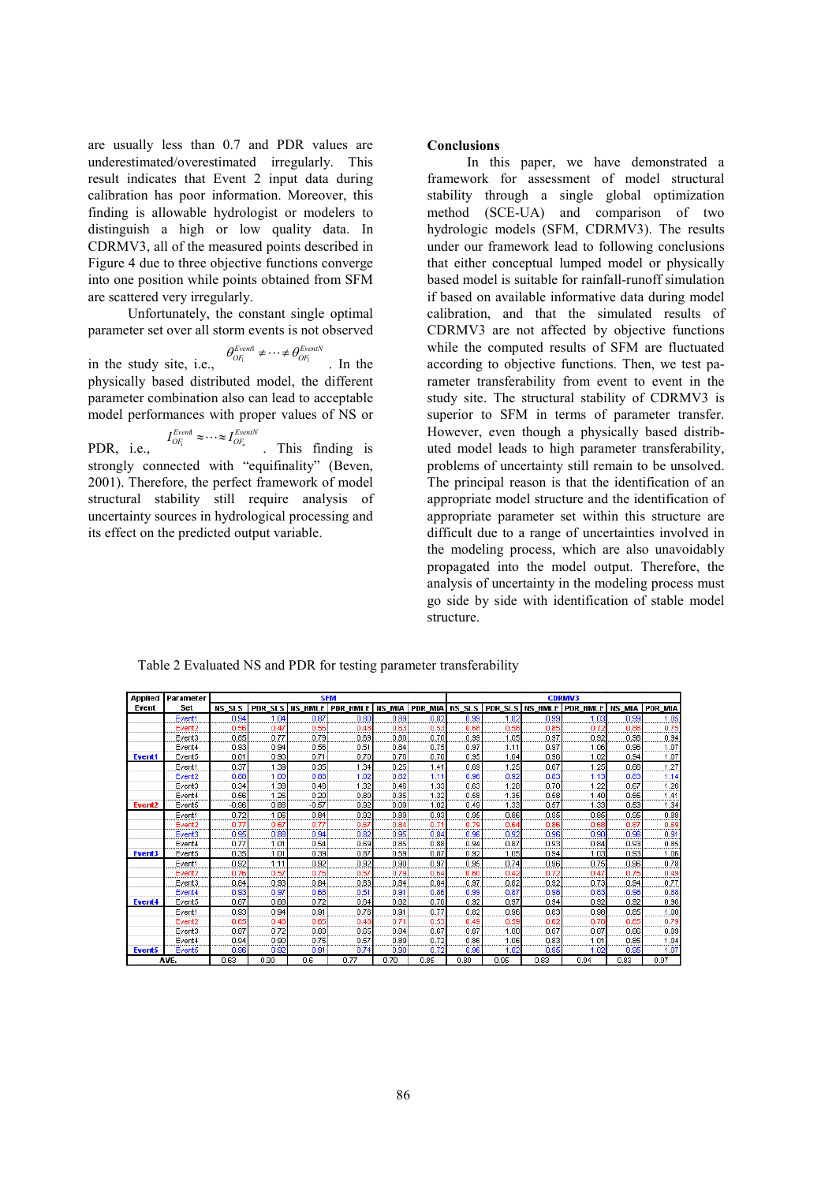are usually less than 0.7 and PDR values are underestimated/overestimated irregularly. This result indicates that Event 2 input data during calibration has poor information. Moreover, this finding is allowable hydrologist or modelers to distinguish a high or low quality data. In CDRMV3, all of the measured points described in Figure 4 due to three objective functions converge into one position while points obtained from SFM are scattered very irregularly.

Unfortunately, the constant single optimal parameter set over all storm events is not observed in the study site, i.e., $\theta_{OF_1}^{Event1} \neq \cdots \neq \theta_{OF_1}^{EventN}$. In the physically based distributed model, the different parameter combination also can lead to acceptable model performances with proper values of NS or PDR, i.e., $I_{OF_1}^{Event1} \approx \cdots \approx I_{OF_n}^{EventN}$. This finding is strongly connected with "equifinality" (Beven, 2001). Therefore, the perfect framework of model structural stability still require analysis of uncertainty sources in hydrological processing and its effect on the predicted output variable.

## Conclusions

In this paper, we have demonstrated a framework for assessment of model structural stability through a single global optimization method (SCE-UA) and comparison of two hydrologic models (SFM, CDRMV3). The results under our framework lead to following conclusions that either conceptual lumped model or physically based model is suitable for rainfall-runoff simulation if based on available informative data during model calibration, and that the simulated results of CDRMV3 are not affected by objective functions while the computed results of SFM are fluctuated according to objective functions. Then, we test parameter transferability from event to event in the study site. The structural stability of CDRMV3 is superior to SFM in terms of parameter transfer. However, even though a physically based distributed model leads to high parameter transferability, problems of uncertainty still remain to be unsolved. The principal reason is that the identification of an appropriate model structure and the identification of appropriate parameter set within this structure are difficult due to a range of uncertainties involved in the modeling process, which are also unavoidably propagated into the model output. Therefore, the analysis of uncertainty in the modeling process must go side by side with identification of stable model structure.

Table 2 Evaluated NS and PDR for testing parameter transferability

| Applied Event | Parameter Set | SFM | | | | | | CDRMV3 | | | | | |
|---|---|---|---|---|---|---|---|---|---|---|---|---|---|
| | | NS_SLS | PDR_SLS | NS_HMLE | PDR_HMLE | NS_MIA | PDR_MIA | NS_SLS | PDR_SLS | NS_HMLE | PDR_HMLE | NS_MIA | PDR_MIA |
| Event1 | Event1 | 0.94 | 1.04 | 0.87 | 0.80 | 0.89 | 0.82 | 0.99 | 1.02 | 0.99 | 1.03 | 0.99 | 1.05 |
| | Event2 | 0.56 | 0.47 | 0.56 | 0.48 | 0.53 | 0.53 | 0.68 | 0.56 | 0.85 | 0.72 | 0.88 | 0.75 |
| | Event3 | 0.65 | 0.77 | 0.73 | 0.69 | 0.80 | 0.70 | 0.99 | 1.05 | 0.97 | 0.92 | 0.98 | 0.94 |
| | Event4 | 0.93 | 0.94 | 0.56 | 0.51 | 0.84 | 0.75 | 0.97 | 1.11 | 0.97 | 1.06 | 0.96 | 1.07 |
| | Event5 | 0.61 | 0.90 | 0.71 | 0.70 | 0.76 | 0.70 | 0.95 | 1.04 | 0.96 | 1.02 | 0.94 | 1.07 |
| Event2 | Event1 | 0.37 | 1.39 | 0.35 | 1.34 | 0.25 | 1.41 | 0.69 | 1.25 | 0.67 | 1.25 | 0.66 | 1.27 |
| | Event2 | 0.60 | 1.00 | 0.60 | 1.02 | 0.82 | 1.11 | 0.90 | 0.92 | 0.83 | 1.13 | 0.83 | 1.14 |
| | Event3 | 0.34 | 1.39 | 0.43 | 1.32 | 0.46 | 1.33 | 0.63 | 1.26 | 0.70 | 1.22 | 0.67 | 1.26 |
| | Event4 | 0.56 | 1.26 | 0.20 | 0.80 | 0.35 | 1.32 | 0.58 | 1.35 | 0.58 | 1.40 | 0.55 | 1.41 |
| | Event5 | -0.06 | 0.88 | -0.57 | 0.92 | 0.09 | 1.02 | 0.49 | 1.33 | 0.57 | 1.33 | 0.53 | 1.34 |
| Event3 | Event1 | 0.72 | 1.06 | 0.84 | 0.92 | 0.89 | 0.93 | 0.95 | 0.86 | 0.95 | 0.85 | 0.95 | 0.88 |
| | Event2 | 0.77 | 0.67 | 0.77 | 0.67 | 0.81 | 0.71 | 0.79 | 0.64 | 0.86 | 0.58 | 0.87 | 0.59 |
| | Event3 | 0.95 | 0.88 | 0.94 | 0.82 | 0.95 | 0.84 | 0.96 | 0.92 | 0.96 | 0.90 | 0.96 | 0.91 |
| | Event4 | 0.77 | 1.01 | 0.54 | 0.69 | 0.85 | 0.88 | 0.94 | 0.87 | 0.93 | 0.84 | 0.93 | 0.85 |
| | Event5 | 0.35 | 1.01 | 0.39 | 0.87 | 0.59 | 0.87 | 0.92 | 1.05 | 0.94 | 1.03 | 0.93 | 1.06 |
| Event4 | Event1 | 0.92 | 1.11 | 0.92 | 0.92 | 0.90 | 0.97 | 0.95 | 0.74 | 0.96 | 0.75 | 0.96 | 0.78 |
| | Event2 | 0.76 | 0.57 | 0.75 | 0.57 | 0.79 | 0.64 | 0.80 | 0.42 | 0.72 | 0.47 | 0.75 | 0.49 |
| | Event3 | 0.64 | 0.93 | 0.84 | 0.83 | 0.84 | 0.84 | 0.97 | 0.82 | 0.92 | 0.73 | 0.94 | 0.77 |
| | Event4 | 0.93 | 0.97 | 0.66 | 0.51 | 0.91 | 0.86 | 0.99 | 0.87 | 0.98 | 0.83 | 0.98 | 0.86 |
| | Event5 | 0.67 | 0.68 | 0.72 | 0.64 | 0.82 | 0.70 | 0.92 | 0.97 | 0.94 | 0.92 | 0.92 | 0.96 |
| Event5 | Event1 | 0.93 | 0.94 | 0.91 | 0.78 | 0.91 | 0.77 | 0.82 | 0.96 | 0.83 | 0.98 | 0.85 | 1.00 |
| | Event2 | 0.65 | 0.40 | 0.65 | 0.40 | 0.71 | 0.53 | 0.49 | 0.59 | 0.62 | 0.76 | 0.65 | 0.79 |
| | Event3 | 0.67 | 0.72 | 0.83 | 0.65 | 0.84 | 0.67 | 0.87 | 1.00 | 0.87 | 0.87 | 0.86 | 0.89 |
| | Event4 | 0.94 | 0.90 | 0.75 | 0.57 | 0.89 | 0.72 | 0.86 | 1.06 | 0.83 | 1.01 | 0.85 | 1.04 |
| | Event5 | 0.96 | 0.82 | 0.91 | 0.74 | 0.90 | 0.72 | 0.96 | 1.02 | 0.95 | 1.02 | 0.95 | 1.07 |
| AVE. | | 0.63 | 0.80 | 0.6 | 0.77 | 0.70 | 0.85 | 0.80 | 0.95 | 0.83 | 0.94 | 0.83 | 0.97 |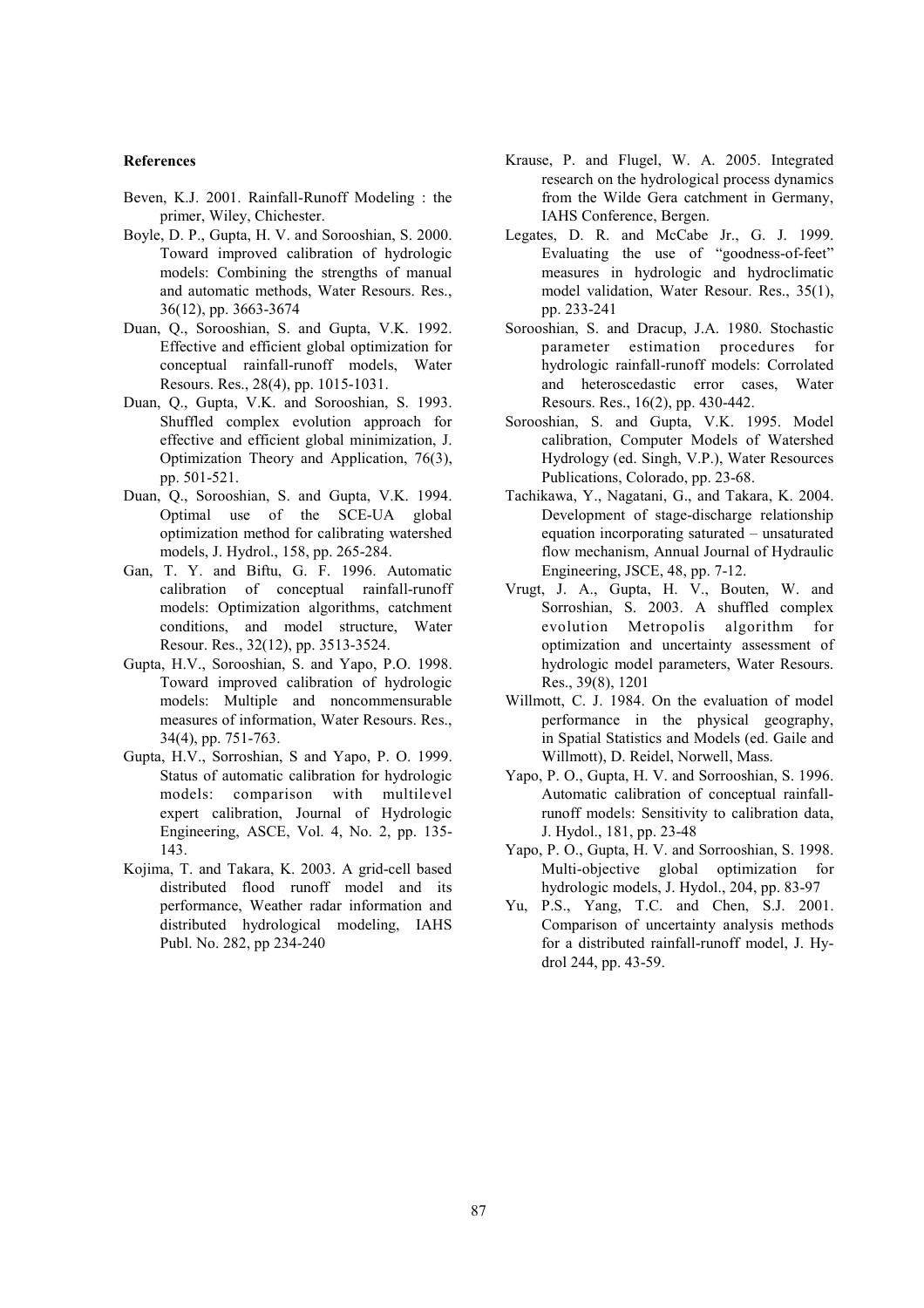**References**

Beven, K.J. 2001. Rainfall-Runoff Modeling : the primer, Wiley, Chichester.

Boyle, D. P., Gupta, H. V. and Sorooshian, S. 2000. Toward improved calibration of hydrologic models: Combining the strengths of manual and automatic methods, Water Resours. Res., 36(12), pp. 3663-3674

Duan, Q., Sorooshian, S. and Gupta, V.K. 1992. Effective and efficient global optimization for conceptual rainfall-runoff models, Water Resours. Res., 28(4), pp. 1015-1031.

Duan, Q., Gupta, V.K. and Sorooshian, S. 1993. Shuffled complex evolution approach for effective and efficient global minimization, J. Optimization Theory and Application, 76(3), pp. 501-521.

Duan, Q., Sorooshian, S. and Gupta, V.K. 1994. Optimal use of the SCE-UA global optimization method for calibrating watershed models, J. Hydrol., 158, pp. 265-284.

Gan, T. Y. and Biftu, G. F. 1996. Automatic calibration of conceptual rainfall-runoff models: Optimization algorithms, catchment conditions, and model structure, Water Resour. Res., 32(12), pp. 3513-3524.

Gupta, H.V., Sorooshian, S. and Yapo, P.O. 1998. Toward improved calibration of hydrologic models: Multiple and noncommensurable measures of information, Water Resours. Res., 34(4), pp. 751-763.

Gupta, H.V., Sorroshian, S and Yapo, P. O. 1999. Status of automatic calibration for hydrologic models: comparison with multilevel expert calibration, Journal of Hydrologic Engineering, ASCE, Vol. 4, No. 2, pp. 135-143.

Kojima, T. and Takara, K. 2003. A grid-cell based distributed flood runoff model and its performance, Weather radar information and distributed hydrological modeling, IAHS Publ. No. 282, pp 234-240

Krause, P. and Flugel, W. A. 2005. Integrated research on the hydrological process dynamics from the Wilde Gera catchment in Germany, IAHS Conference, Bergen.

Legates, D. R. and McCabe Jr., G. J. 1999. Evaluating the use of "goodness-of-feet" measures in hydrologic and hydroclimatic model validation, Water Resour. Res., 35(1), pp. 233-241

Sorooshian, S. and Dracup, J.A. 1980. Stochastic parameter estimation procedures for hydrologic rainfall-runoff models: Corrolated and heteroscedastic error cases, Water Resours. Res., 16(2), pp. 430-442.

Sorooshian, S. and Gupta, V.K. 1995. Model calibration, Computer Models of Watershed Hydrology (ed. Singh, V.P.), Water Resources Publications, Colorado, pp. 23-68.

Tachikawa, Y., Nagatani, G., and Takara, K. 2004. Development of stage-discharge relationship equation incorporating saturated – unsaturated flow mechanism, Annual Journal of Hydraulic Engineering, JSCE, 48, pp. 7-12.

Vrugt, J. A., Gupta, H. V., Bouten, W. and Sorroshian, S. 2003. A shuffled complex evolution Metropolis algorithm for optimization and uncertainty assessment of hydrologic model parameters, Water Resours. Res., 39(8), 1201

Willmott, C. J. 1984. On the evaluation of model performance in the physical geography, in Spatial Statistics and Models (ed. Gaile and Willmott), D. Reidel, Norwell, Mass.

Yapo, P. O., Gupta, H. V. and Sorrooshian, S. 1996. Automatic calibration of conceptual rainfall-runoff models: Sensitivity to calibration data, J. Hydol., 181, pp. 23-48

Yapo, P. O., Gupta, H. V. and Sorrooshian, S. 1998. Multi-objective global optimization for hydrologic models, J. Hydol., 204, pp. 83-97

Yu, P.S., Yang, T.C. and Chen, S.J. 2001. Comparison of uncertainty analysis methods for a distributed rainfall-runoff model, J. Hydrol 244, pp. 43-59.